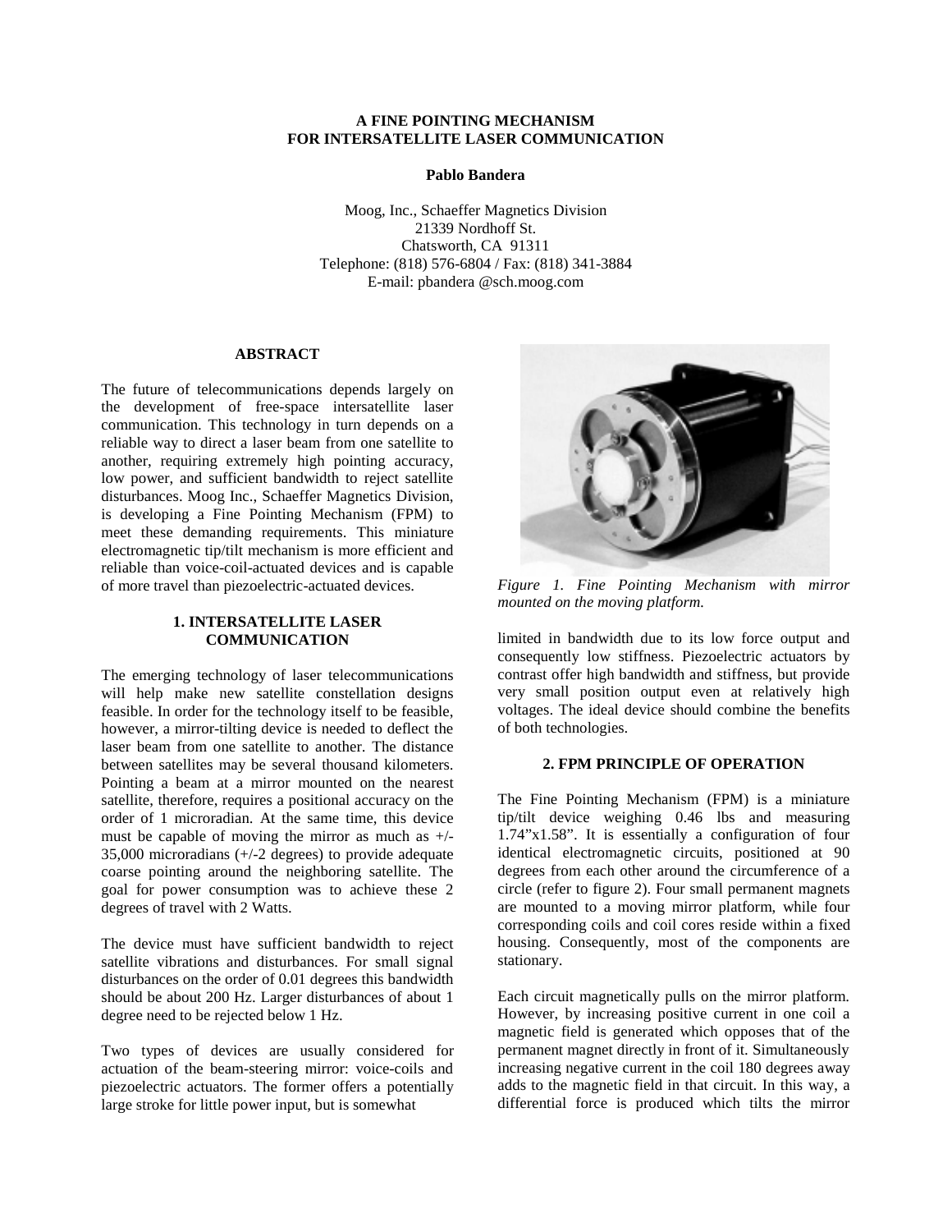# A FINE POINTING MECHANISM FOR INTERSATELLITE LASER COMMUNICATION

**Pablo Bandera**

Moog, Inc., Schaeffer Magnetics Division
21339 Nordhoff St.
Chatsworth, CA 91311
Telephone: (818) 576-6804 / Fax: (818) 341-3884
E-mail: pbandera @sch.moog.com

## ABSTRACT

The future of telecommunications depends largely on the development of free-space intersatellite laser communication. This technology in turn depends on a reliable way to direct a laser beam from one satellite to another, requiring extremely high pointing accuracy, low power, and sufficient bandwidth to reject satellite disturbances. Moog Inc., Schaeffer Magnetics Division, is developing a Fine Pointing Mechanism (FPM) to meet these demanding requirements. This miniature electromagnetic tip/tilt mechanism is more efficient and reliable than voice-coil-actuated devices and is capable of more travel than piezoelectric-actuated devices.

## 1. INTERSATELLITE LASER COMMUNICATION

The emerging technology of laser telecommunications will help make new satellite constellation designs feasible. In order for the technology itself to be feasible, however, a mirror-tilting device is needed to deflect the laser beam from one satellite to another. The distance between satellites may be several thousand kilometers. Pointing a beam at a mirror mounted on the nearest satellite, therefore, requires a positional accuracy on the order of 1 microradian. At the same time, this device must be capable of moving the mirror as much as +/- 35,000 microradians (+/-2 degrees) to provide adequate coarse pointing around the neighboring satellite. The goal for power consumption was to achieve these 2 degrees of travel with 2 Watts.

The device must have sufficient bandwidth to reject satellite vibrations and disturbances. For small signal disturbances on the order of 0.01 degrees this bandwidth should be about 200 Hz. Larger disturbances of about 1 degree need to be rejected below 1 Hz.

Two types of devices are usually considered for actuation of the beam-steering mirror: voice-coils and piezoelectric actuators. The former offers a potentially large stroke for little power input, but is somewhat limited in bandwidth due to its low force output and consequently low stiffness. Piezoelectric actuators by contrast offer high bandwidth and stiffness, but provide very small position output even at relatively high voltages. The ideal device should combine the benefits of both technologies.

*Figure 1. Fine Pointing Mechanism with mirror mounted on the moving platform.*

## 2. FPM PRINCIPLE OF OPERATION

The Fine Pointing Mechanism (FPM) is a miniature tip/tilt device weighing 0.46 lbs and measuring 1.74"x1.58". It is essentially a configuration of four identical electromagnetic circuits, positioned at 90 degrees from each other around the circumference of a circle (refer to figure 2). Four small permanent magnets are mounted to a moving mirror platform, while four corresponding coils and coil cores reside within a fixed housing. Consequently, most of the components are stationary.

Each circuit magnetically pulls on the mirror platform. However, by increasing positive current in one coil a magnetic field is generated which opposes that of the permanent magnet directly in front of it. Simultaneously increasing negative current in the coil 180 degrees away adds to the magnetic field in that circuit. In this way, a differential force is produced which tilts the mirror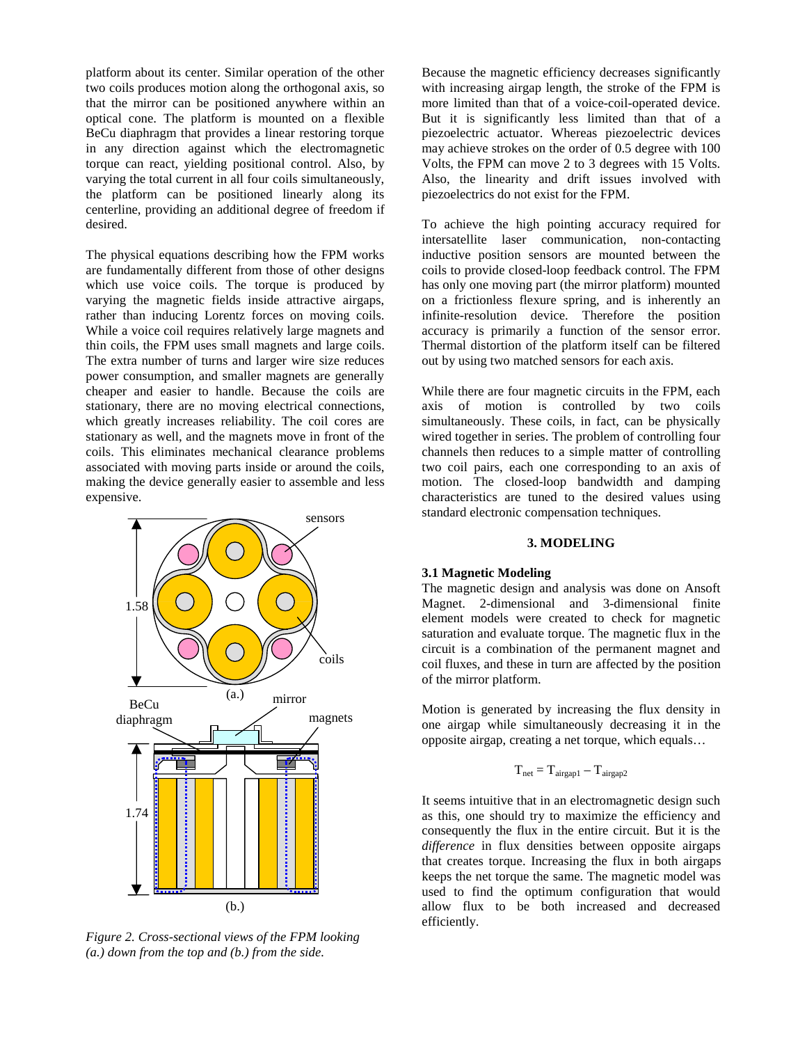platform about its center. Similar operation of the other two coils produces motion along the orthogonal axis, so that the mirror can be positioned anywhere within an optical cone. The platform is mounted on a flexible BeCu diaphragm that provides a linear restoring torque in any direction against which the electromagnetic torque can react, yielding positional control. Also, by varying the total current in all four coils simultaneously, the platform can be positioned linearly along its centerline, providing an additional degree of freedom if desired.

The physical equations describing how the FPM works are fundamentally different from those of other designs which use voice coils. The torque is produced by varying the magnetic fields inside attractive airgaps, rather than inducing Lorentz forces on moving coils. While a voice coil requires relatively large magnets and thin coils, the FPM uses small magnets and large coils. The extra number of turns and larger wire size reduces power consumption, and smaller magnets are generally cheaper and easier to handle. Because the coils are stationary, there are no moving electrical connections, which greatly increases reliability. The coil cores are stationary as well, and the magnets move in front of the coils. This eliminates mechanical clearance problems associated with moving parts inside or around the coils, making the device generally easier to assemble and less expensive.

sensors

1.58

coils

(a.)

BeCu diaphragm

mirror

magnets

1.74

(b.)

*Figure 2. Cross-sectional views of the FPM looking (a.) down from the top and (b.) from the side.*

Because the magnetic efficiency decreases significantly with increasing airgap length, the stroke of the FPM is more limited than that of a voice-coil-operated device. But it is significantly less limited than that of a piezoelectric actuator. Whereas piezoelectric devices may achieve strokes on the order of 0.5 degree with 100 Volts, the FPM can move 2 to 3 degrees with 15 Volts. Also, the linearity and drift issues involved with piezoelectrics do not exist for the FPM.

To achieve the high pointing accuracy required for intersatellite laser communication, non-contacting inductive position sensors are mounted between the coils to provide closed-loop feedback control. The FPM has only one moving part (the mirror platform) mounted on a frictionless flexure spring, and is inherently an infinite-resolution device. Therefore the position accuracy is primarily a function of the sensor error. Thermal distortion of the platform itself can be filtered out by using two matched sensors for each axis.

While there are four magnetic circuits in the FPM, each axis of motion is controlled by two coils simultaneously. These coils, in fact, can be physically wired together in series. The problem of controlling four channels then reduces to a simple matter of controlling two coil pairs, each one corresponding to an axis of motion. The closed-loop bandwidth and damping characteristics are tuned to the desired values using standard electronic compensation techniques.

## 3. MODELING

### 3.1 Magnetic Modeling

The magnetic design and analysis was done on Ansoft Magnet. 2-dimensional and 3-dimensional finite element models were created to check for magnetic saturation and evaluate torque. The magnetic flux in the circuit is a combination of the permanent magnet and coil fluxes, and these in turn are affected by the position of the mirror platform.

Motion is generated by increasing the flux density in one airgap while simultaneously decreasing it in the opposite airgap, creating a net torque, which equals…

$$T_{net} = T_{airgap1} - T_{airgap2}$$

It seems intuitive that in an electromagnetic design such as this, one should try to maximize the efficiency and consequently the flux in the entire circuit. But it is the *difference* in flux densities between opposite airgaps that creates torque. Increasing the flux in both airgaps keeps the net torque the same. The magnetic model was used to find the optimum configuration that would allow flux to be both increased and decreased efficiently.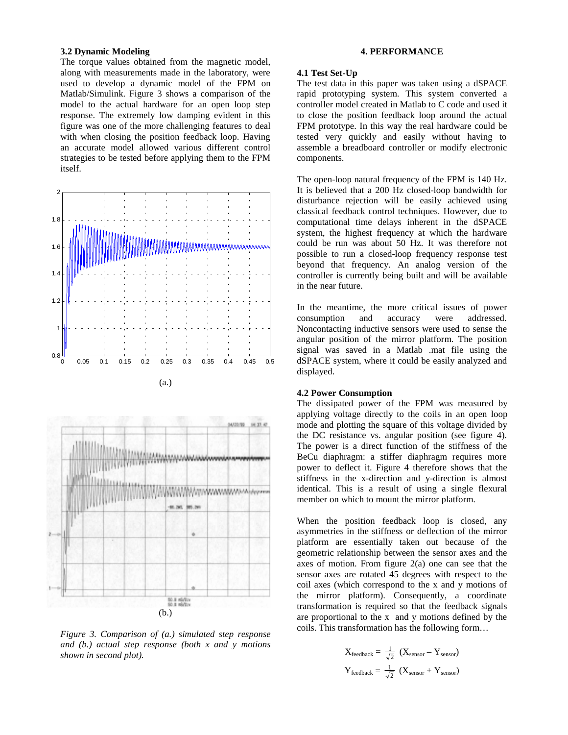### 3.2 Dynamic Modeling

The torque values obtained from the magnetic model, along with measurements made in the laboratory, were used to develop a dynamic model of the FPM on Matlab/Simulink. Figure 3 shows a comparison of the model to the actual hardware for an open loop step response. The extremely low damping evident in this figure was one of the more challenging features to deal with when closing the position feedback loop. Having an accurate model allowed various different control strategies to be tested before applying them to the FPM itself.

2
1.8
1.6
1.4
1.2
1
0.8
0 0.05 0.1 0.15 0.2 0.25 0.3 0.35 0.4 0.45 0.5

(a.)

(b.)

*Figure 3. Comparison of (a.) simulated step response and (b.) actual step response (both x and y motions shown in second plot).*

## 4. PERFORMANCE

### 4.1 Test Set-Up

The test data in this paper was taken using a dSPACE rapid prototyping system. This system converted a controller model created in Matlab to C code and used it to close the position feedback loop around the actual FPM prototype. In this way the real hardware could be tested very quickly and easily without having to assemble a breadboard controller or modify electronic components.

The open-loop natural frequency of the FPM is 140 Hz. It is believed that a 200 Hz closed-loop bandwidth for disturbance rejection will be easily achieved using classical feedback control techniques. However, due to computational time delays inherent in the dSPACE system, the highest frequency at which the hardware could be run was about 50 Hz. It was therefore not possible to run a closed-loop frequency response test beyond that frequency. An analog version of the controller is currently being built and will be available in the near future.

In the meantime, the more critical issues of power consumption and accuracy were addressed. Noncontacting inductive sensors were used to sense the angular position of the mirror platform. The position signal was saved in a Matlab .mat file using the dSPACE system, where it could be easily analyzed and displayed.

### 4.2 Power Consumption

The dissipated power of the FPM was measured by applying voltage directly to the coils in an open loop mode and plotting the square of this voltage divided by the DC resistance vs. angular position (see figure 4). The power is a direct function of the stiffness of the BeCu diaphragm: a stiffer diaphragm requires more power to deflect it. Figure 4 therefore shows that the stiffness in the x-direction and y-direction is almost identical. This is a result of using a single flexural member on which to mount the mirror platform.

When the position feedback loop is closed, any asymmetries in the stiffness or deflection of the mirror platform are essentially taken out because of the geometric relationship between the sensor axes and the axes of motion. From figure 2(a) one can see that the sensor axes are rotated 45 degrees with respect to the coil axes (which correspond to the x and y motions of the mirror platform). Consequently, a coordinate transformation is required so that the feedback signals are proportional to the x and y motions defined by the coils. This transformation has the following form…

$$X_{feedback} = \frac{1}{\sqrt{2}}\,(X_{sensor} - Y_{sensor})$$

$$Y_{feedback} = \frac{1}{\sqrt{2}}\,(X_{sensor} + Y_{sensor})$$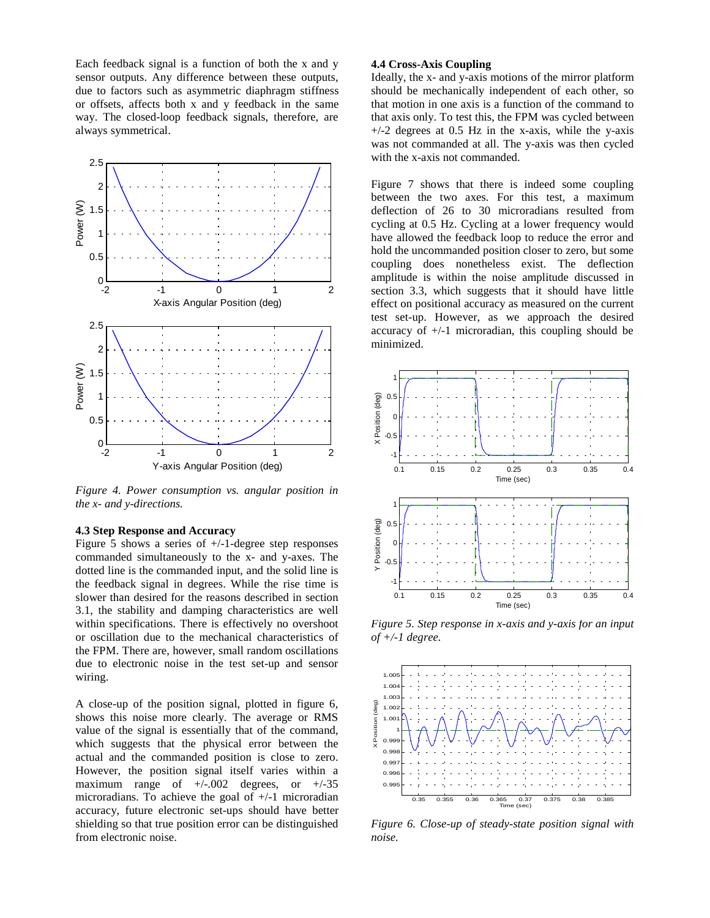Each feedback signal is a function of both the x and y sensor outputs. Any difference between these outputs, due to factors such as asymmetric diaphragm stiffness or offsets, affects both x and y feedback in the same way. The closed-loop feedback signals, therefore, are always symmetrical.

*Figure 4. Power consumption vs. angular position in the x- and y-directions.*

### 4.3 Step Response and Accuracy

Figure 5 shows a series of +/-1-degree step responses commanded simultaneously to the x- and y-axes. The dotted line is the commanded input, and the solid line is the feedback signal in degrees. While the rise time is slower than desired for the reasons described in section 3.1, the stability and damping characteristics are well within specifications. There is effectively no overshoot or oscillation due to the mechanical characteristics of the FPM. There are, however, small random oscillations due to electronic noise in the test set-up and sensor wiring.

A close-up of the position signal, plotted in figure 6, shows this noise more clearly. The average or RMS value of the signal is essentially that of the command, which suggests that the physical error between the actual and the commanded position is close to zero. However, the position signal itself varies within a maximum range of +/-.002 degrees, or +/-35 microradians. To achieve the goal of +/-1 microradian accuracy, future electronic set-ups should have better shielding so that true position error can be distinguished from electronic noise.

### 4.4 Cross-Axis Coupling

Ideally, the x- and y-axis motions of the mirror platform should be mechanically independent of each other, so that motion in one axis is a function of the command to that axis only. To test this, the FPM was cycled between +/-2 degrees at 0.5 Hz in the x-axis, while the y-axis was not commanded at all. The y-axis was then cycled with the x-axis not commanded.

Figure 7 shows that there is indeed some coupling between the two axes. For this test, a maximum deflection of 26 to 30 microradians resulted from cycling at 0.5 Hz. Cycling at a lower frequency would have allowed the feedback loop to reduce the error and hold the uncommanded position closer to zero, but some coupling does nonetheless exist. The deflection amplitude is within the noise amplitude discussed in section 3.3, which suggests that it should have little effect on positional accuracy as measured on the current test set-up. However, as we approach the desired accuracy of +/-1 microradian, this coupling should be minimized.

*Figure 5. Step response in x-axis and y-axis for an input of +/-1 degree.*

*Figure 6. Close-up of steady-state position signal with noise.*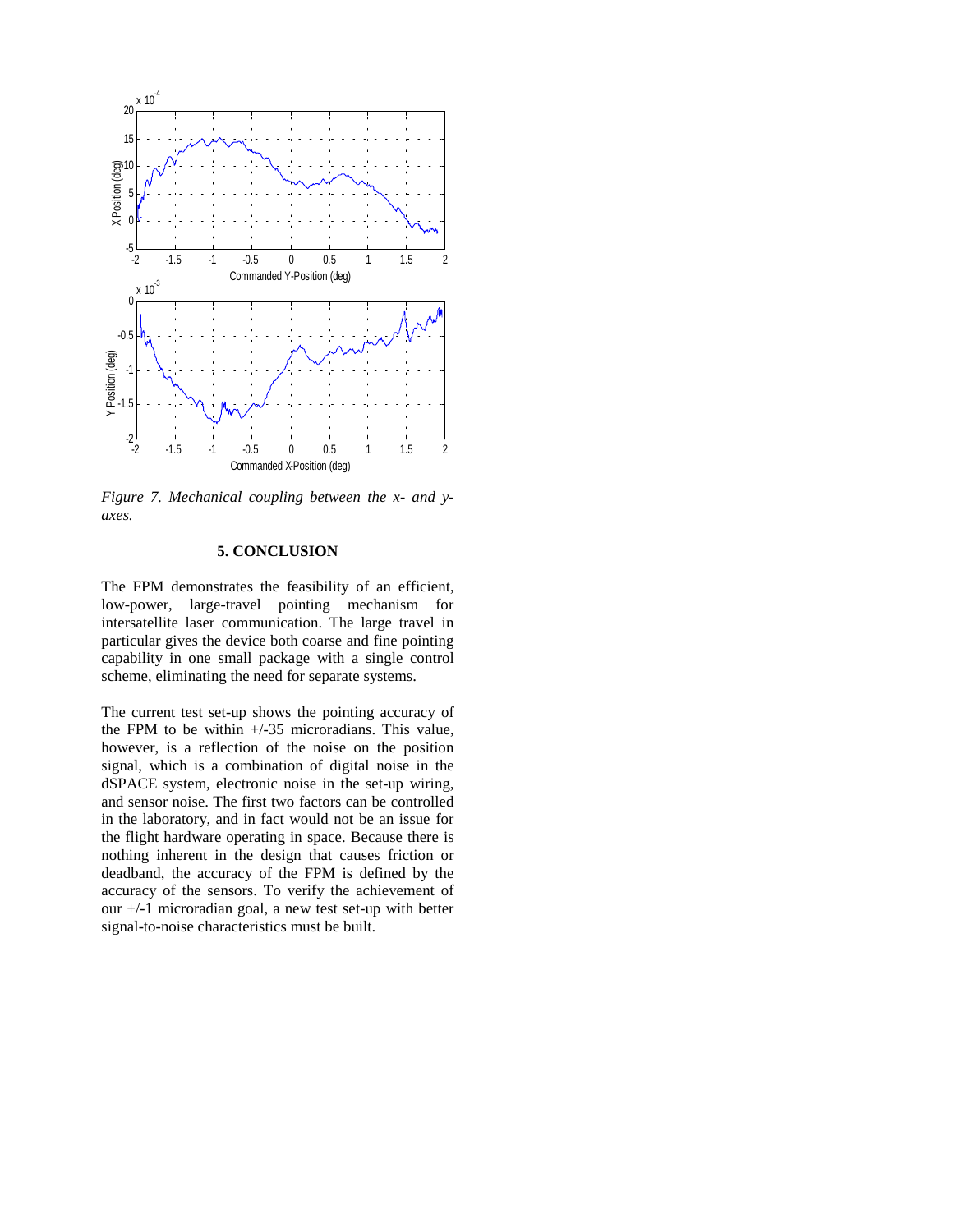x 10^-4

20

15

10

5

0

-5

X Position (deg)

-2 -1.5 -1 -0.5 0 0.5 1 1.5 2

Commanded Y-Position (deg)

x 10^-3

0

-0.5

-1

-1.5

-2

Y Position (deg)

-2 -1.5 -1 -0.5 0 0.5 1 1.5 2

Commanded X-Position (deg)

*Figure 7. Mechanical coupling between the x- and y-axes.*

## 5. CONCLUSION

The FPM demonstrates the feasibility of an efficient, low-power, large-travel pointing mechanism for intersatellite laser communication. The large travel in particular gives the device both coarse and fine pointing capability in one small package with a single control scheme, eliminating the need for separate systems.

The current test set-up shows the pointing accuracy of the FPM to be within +/-35 microradians. This value, however, is a reflection of the noise on the position signal, which is a combination of digital noise in the dSPACE system, electronic noise in the set-up wiring, and sensor noise. The first two factors can be controlled in the laboratory, and in fact would not be an issue for the flight hardware operating in space. Because there is nothing inherent in the design that causes friction or deadband, the accuracy of the FPM is defined by the accuracy of the sensors. To verify the achievement of our +/-1 microradian goal, a new test set-up with better signal-to-noise characteristics must be built.